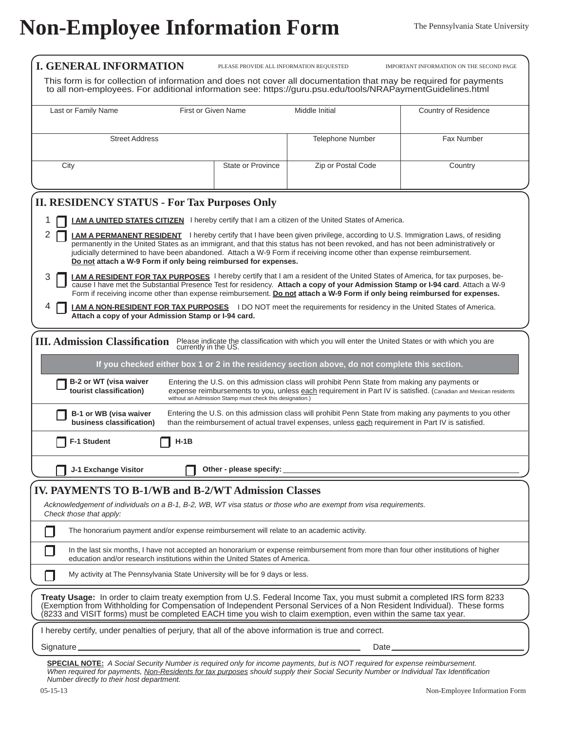# Non-Employee Information Form

The Pennsylvania State University

## I. GENERAL INFORMATION

PLEASE PROVIDE ALL INFORMATION REQUESTED IMPORTANT INFORMATION ON THE SECOND PAGE

This form is for collection of information and does not cover all documentation that may be required for payments to all non-employees. For additional information see: https://guru.psu.edu/tools/NRAPaymentGuidelines.html

| Last or Family Name | First or Given Name | Middle Initial | Country of Residence |
|---|---|---|---|
| | | | |

| Street Address | Telephone Number | Fax Number |
|---|---|---|
| | | |

| City | State or Province | Zip or Postal Code | Country |
|---|---|---|---|
| | | | |

## II. RESIDENCY STATUS - For Tax Purposes Only

1 ☐ **I AM A UNITED STATES CITIZEN** I hereby certify that I am a citizen of the United States of America.

2 ☐ **I AM A PERMANENT RESIDENT** I hereby certify that I have been given privilege, according to U.S. Immigration Laws, of residing permanently in the United States as an immigrant, and that this status has not been revoked, and has not been administratively or judicially determined to have been abandoned. Attach a W-9 Form if receiving income other than expense reimbursement. **Do not attach a W-9 Form if only being reimbursed for expenses.**

3 ☐ **I AM A RESIDENT FOR TAX PURPOSES** I hereby certify that I am a resident of the United States of America, for tax purposes, because I have met the Substantial Presence Test for residency. **Attach a copy of your Admission Stamp or I-94 card**. Attach a W-9 Form if receiving income other than expense reimbursement. **Do not attach a W-9 Form if only being reimbursed for expenses.**

4 ☐ **I AM A NON-RESIDENT FOR TAX PURPOSES** I DO NOT meet the requirements for residency in the United States of America. **Attach a copy of your Admission Stamp or I-94 card.**

## III. Admission Classification

Please indicate the classification with which you will enter the United States or with which you are currently in the US.

**If you checked either box 1 or 2 in the residency section above, do not complete this section.**

☐ **B-2 or WT (visa waiver tourist classification)** Entering the U.S. on this admission class will prohibit Penn State from making any payments or expense reimbursements to you, unless each requirement in Part IV is satisfied. (Canadian and Mexican residents without an Admission Stamp must check this designation.)

☐ **B-1 or WB (visa waiver business classification)** Entering the U.S. on this admission class will prohibit Penn State from making any payments to you other than the reimbursement of actual travel expenses, unless each requirement in Part IV is satisfied.

☐ **F-1 Student** ☐ **H-1B**

☐ **J-1 Exchange Visitor** ☐ **Other - please specify:** ____________________

## IV. PAYMENTS TO B-1/WB and B-2/WT Admission Classes

*Acknowledgement of individuals on a B-1, B-2, WB, WT visa status or those who are exempt from visa requirements. Check those that apply:*

☐ The honorarium payment and/or expense reimbursement will relate to an academic activity.

☐ In the last six months, I have not accepted an honorarium or expense reimbursement from more than four other institutions of higher education and/or research institutions within the United States of America.

☐ My activity at The Pennsylvania State University will be for 9 days or less.

**Treaty Usage:** In order to claim treaty exemption from U.S. Federal Income Tax, you must submit a completed IRS form 8233 (Exemption from Withholding for Compensation of Independent Personal Services of a Non Resident Individual). These forms (8233 and VISIT forms) must be completed EACH time you wish to claim exemption, even within the same tax year.

I hereby certify, under penalties of perjury, that all of the above information is true and correct.

Signature ____________________ Date ____________________

**SPECIAL NOTE:** *A Social Security Number is required only for income payments, but is NOT required for expense reimbursement. When required for payments, Non-Residents for tax purposes should supply their Social Security Number or Individual Tax Identification Number directly to their host department.*

05-15-13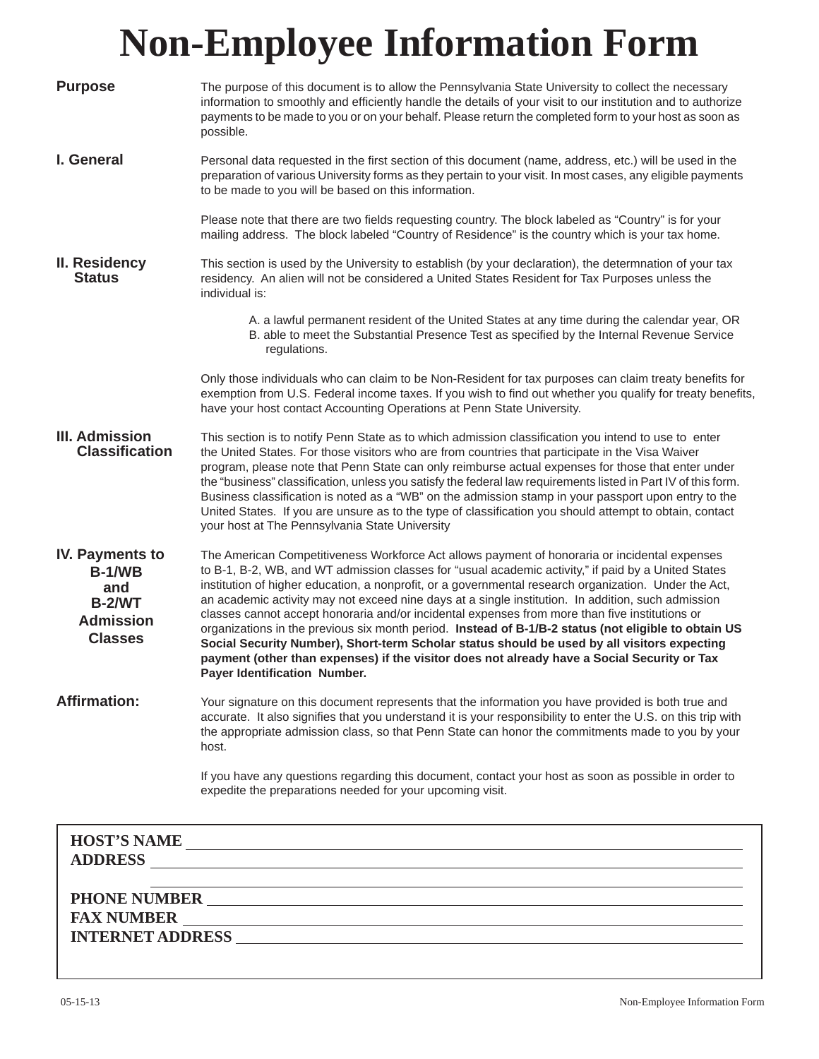# Non-Employee Information Form

**Purpose**

The purpose of this document is to allow the Pennsylvania State University to collect the necessary information to smoothly and efficiently handle the details of your visit to our institution and to authorize payments to be made to you or on your behalf. Please return the completed form to your host as soon as possible.

**I. General**

Personal data requested in the first section of this document (name, address, etc.) will be used in the preparation of various University forms as they pertain to your visit. In most cases, any eligible payments to be made to you will be based on this information.

Please note that there are two fields requesting country. The block labeled as "Country" is for your mailing address. The block labeled "Country of Residence" is the country which is your tax home.

**II. Residency Status**

This section is used by the University to establish (by your declaration), the determnation of your tax residency. An alien will not be considered a United States Resident for Tax Purposes unless the individual is:

A. a lawful permanent resident of the United States at any time during the calendar year, OR
B. able to meet the Substantial Presence Test as specified by the Internal Revenue Service regulations.

Only those individuals who can claim to be Non-Resident for tax purposes can claim treaty benefits for exemption from U.S. Federal income taxes. If you wish to find out whether you qualify for treaty benefits, have your host contact Accounting Operations at Penn State University.

**III. Admission Classification**

This section is to notify Penn State as to which admission classification you intend to use to enter the United States. For those visitors who are from countries that participate in the Visa Waiver program, please note that Penn State can only reimburse actual expenses for those that enter under the "business" classification, unless you satisfy the federal law requirements listed in Part IV of this form. Business classification is noted as a "WB" on the admission stamp in your passport upon entry to the United States. If you are unsure as to the type of classification you should attempt to obtain, contact your host at The Pennsylvania State University

**IV. Payments to B-1/WB and B-2/WT Admission Classes**

The American Competitiveness Workforce Act allows payment of honoraria or incidental expenses to B-1, B-2, WB, and WT admission classes for "usual academic activity," if paid by a United States institution of higher education, a nonprofit, or a governmental research organization. Under the Act, an academic activity may not exceed nine days at a single institution. In addition, such admission classes cannot accept honoraria and/or incidental expenses from more than five institutions or organizations in the previous six month period. **Instead of B-1/B-2 status (not eligible to obtain US Social Security Number), Short-term Scholar status should be used by all visitors expecting payment (other than expenses) if the visitor does not already have a Social Security or Tax Payer Identification Number.**

**Affirmation:**

Your signature on this document represents that the information you have provided is both true and accurate. It also signifies that you understand it is your responsibility to enter the U.S. on this trip with the appropriate admission class, so that Penn State can honor the commitments made to you by your host.

If you have any questions regarding this document, contact your host as soon as possible in order to expedite the preparations needed for your upcoming visit.

**HOST'S NAME** \_\_\_\_\_\_\_\_\_\_\_\_\_\_\_\_\_\_\_\_

**ADDRESS** \_\_\_\_\_\_\_\_\_\_\_\_\_\_\_\_\_\_\_\_

\_\_\_\_\_\_\_\_\_\_\_\_\_\_\_\_\_\_\_\_

**PHONE NUMBER** \_\_\_\_\_\_\_\_\_\_\_\_\_\_\_\_\_\_\_\_

**FAX NUMBER** \_\_\_\_\_\_\_\_\_\_\_\_\_\_\_\_\_\_\_\_

**INTERNET ADDRESS** \_\_\_\_\_\_\_\_\_\_\_\_\_\_\_\_\_\_\_\_

05-15-13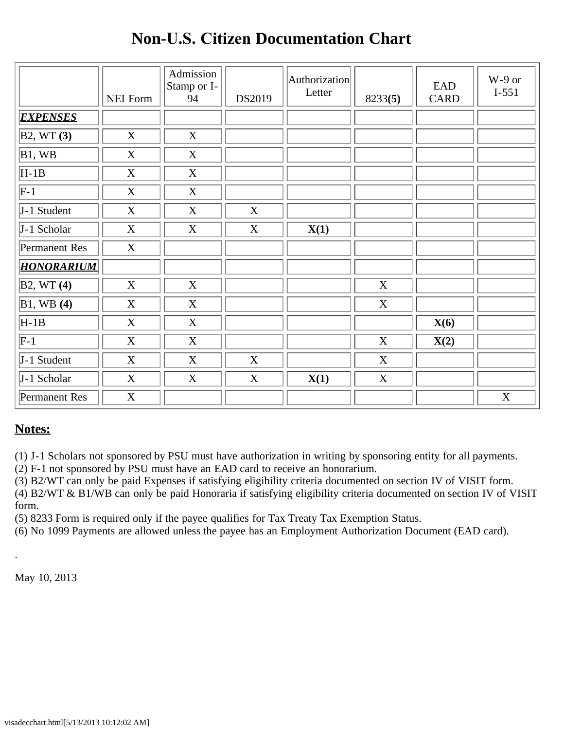# Non-U.S. Citizen Documentation Chart

| | NEI Form | Admission Stamp or I-94 | DS2019 | Authorization Letter | 8233**(5)** | EAD CARD | W-9 or I-551 |
|---|---|---|---|---|---|---|---|
| ***EXPENSES*** | | | | | | | |
| B2, WT **(3)** | X | X | | | | | |
| B1, WB | X | X | | | | | |
| H-1B | X | X | | | | | |
| F-1 | X | X | | | | | |
| J-1 Student | X | X | X | | | | |
| J-1 Scholar | X | X | X | **X(1)** | | | |
| Permanent Res | X | | | | | | |
| ***HONORARIUM*** | | | | | | | |
| B2, WT **(4)** | X | X | | | X | | |
| B1, WB **(4)** | X | X | | | X | | |
| H-1B | X | X | | | | **X(6)** | |
| F-1 | X | X | | | X | **X(2)** | |
| J-1 Student | X | X | X | | X | | |
| J-1 Scholar | X | X | X | **X(1)** | X | | |
| Permanent Res | X | | | | | | X |

## Notes:

(1) J-1 Scholars not sponsored by PSU must have authorization in writing by sponsoring entity for all payments.
(2) F-1 not sponsored by PSU must have an EAD card to receive an honorarium.
(3) B2/WT can only be paid Expenses if satisfying eligibility criteria documented on section IV of VISIT form.
(4) B2/WT & B1/WB can only be paid Honoraria if satisfying eligibility criteria documented on section IV of VISIT form.
(5) 8233 Form is required only if the payee qualifies for Tax Treaty Tax Exemption Status.
(6) No 1099 Payments are allowed unless the payee has an Employment Authorization Document (EAD card).

.

May 10, 2013